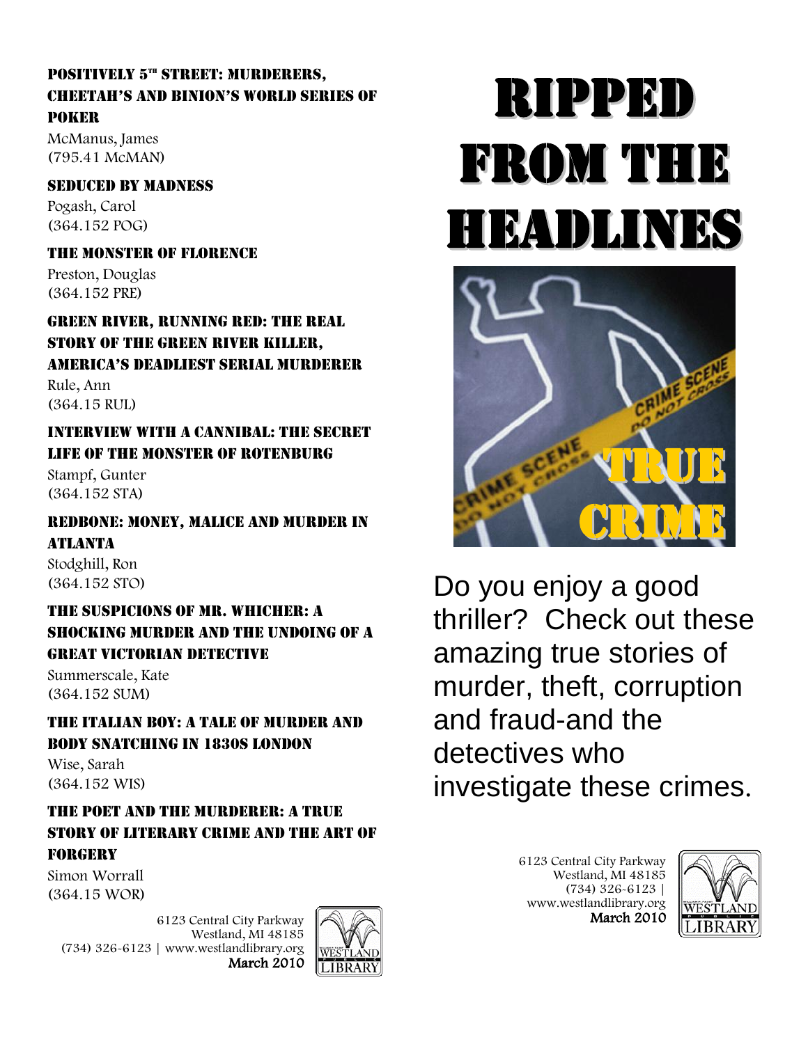### Positively 5th Street: Murderers, Cheetah's and Binion's World Series of Poker

McManus, James
(795.41 McMAN)

### Seduced by Madness

Pogash, Carol
(364.152 POG)

### The Monster of Florence

Preston, Douglas
(364.152 PRE)

### Green River, Running Red: The Real Story of the Green River Killer, America's Deadliest Serial Murderer

Rule, Ann
(364.15 RUL)

### Interview with a Cannibal: The Secret Life of the Monster of Rotenburg

Stampf, Gunter
(364.152 STA)

### Redbone: Money, Malice and Murder in Atlanta

Stodghill, Ron
(364.152 STO)

### The Suspicions of Mr. Whicher: A Shocking Murder and the Undoing of a Great Victorian Detective

Summerscale, Kate
(364.152 SUM)

### The Italian Boy: A Tale of Murder and Body Snatching in 1830s London

Wise, Sarah
(364.152 WIS)

### The Poet and the Murderer: A True Story of Literary Crime and the Art of Forgery

Simon Worrall
(364.15 WOR)

6123 Central City Parkway
Westland, MI 48185
(734) 326-6123 | www.westlandlibrary.org
March 2010

# Ripped from the Headlines

True Crime

Do you enjoy a good thriller? Check out these amazing true stories of murder, theft, corruption and fraud-and the detectives who investigate these crimes.

6123 Central City Parkway
Westland, MI 48185
(734) 326-6123 |
www.westlandlibrary.org
March 2010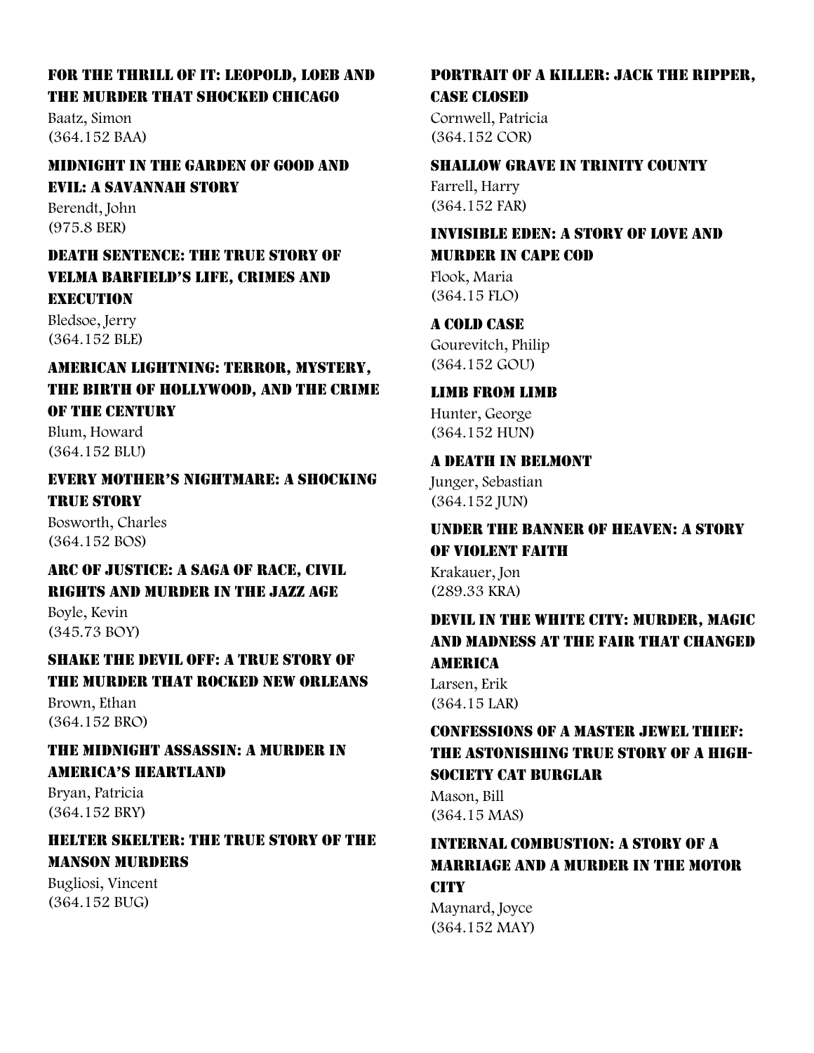### FOR THE THRILL OF IT: LEOPOLD, LOEB AND THE MURDER THAT SHOCKED CHICAGO
Baatz, Simon
(364.152 BAA)

### MIDNIGHT IN THE GARDEN OF GOOD AND EVIL: A SAVANNAH STORY
Berendt, John
(975.8 BER)

### DEATH SENTENCE: THE TRUE STORY OF VELMA BARFIELD'S LIFE, CRIMES AND EXECUTION
Bledsoe, Jerry
(364.152 BLE)

### AMERICAN LIGHTNING: TERROR, MYSTERY, THE BIRTH OF HOLLYWOOD, AND THE CRIME OF THE CENTURY
Blum, Howard
(364.152 BLU)

### EVERY MOTHER'S NIGHTMARE: A SHOCKING TRUE STORY
Bosworth, Charles
(364.152 BOS)

### ARC OF JUSTICE: A SAGA OF RACE, CIVIL RIGHTS AND MURDER IN THE JAZZ AGE
Boyle, Kevin
(345.73 BOY)

### SHAKE THE DEVIL OFF: A TRUE STORY OF THE MURDER THAT ROCKED NEW ORLEANS
Brown, Ethan
(364.152 BRO)

### THE MIDNIGHT ASSASSIN: A MURDER IN AMERICA'S HEARTLAND
Bryan, Patricia
(364.152 BRY)

### HELTER SKELTER: THE TRUE STORY OF THE MANSON MURDERS
Bugliosi, Vincent
(364.152 BUG)

### PORTRAIT OF A KILLER: JACK THE RIPPER, CASE CLOSED
Cornwell, Patricia
(364.152 COR)

### SHALLOW GRAVE IN TRINITY COUNTY
Farrell, Harry
(364.152 FAR)

### INVISIBLE EDEN: A STORY OF LOVE AND MURDER IN CAPE COD
Flook, Maria
(364.15 FLO)

### A COLD CASE
Gourevitch, Philip
(364.152 GOU)

### LIMB FROM LIMB
Hunter, George
(364.152 HUN)

### A DEATH IN BELMONT
Junger, Sebastian
(364.152 JUN)

### UNDER THE BANNER OF HEAVEN: A STORY OF VIOLENT FAITH
Krakauer, Jon
(289.33 KRA)

### DEVIL IN THE WHITE CITY: MURDER, MAGIC AND MADNESS AT THE FAIR THAT CHANGED AMERICA
Larsen, Erik
(364.15 LAR)

### CONFESSIONS OF A MASTER JEWEL THIEF: THE ASTONISHING TRUE STORY OF A HIGH-SOCIETY CAT BURGLAR
Mason, Bill
(364.15 MAS)

### INTERNAL COMBUSTION: A STORY OF A MARRIAGE AND A MURDER IN THE MOTOR CITY
Maynard, Joyce
(364.152 MAY)